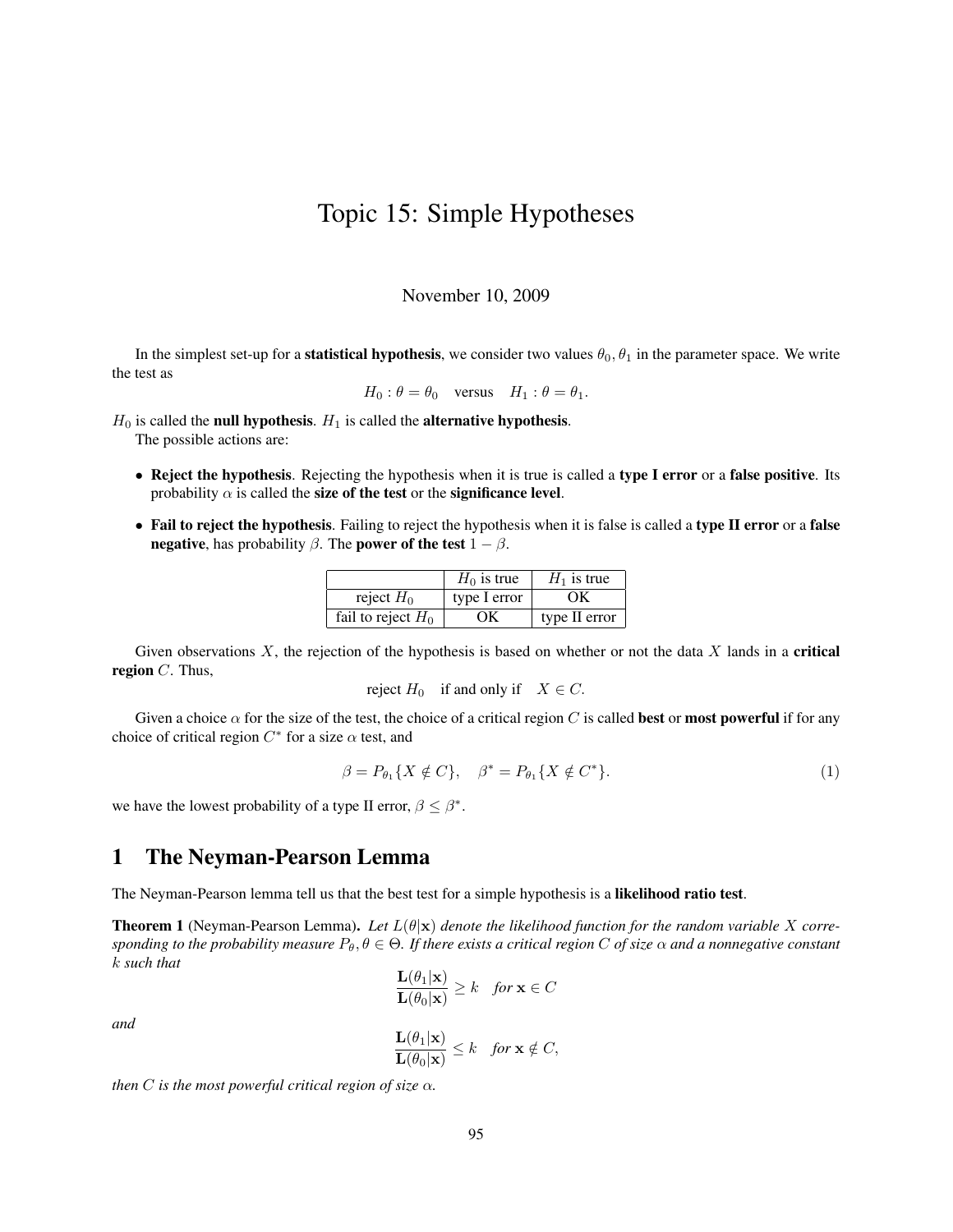# Topic 15: Simple Hypotheses

November 10, 2009

In the simplest set-up for a **statistical hypothesis**, we consider two values $\theta_0, \theta_1$ in the parameter space. We write the test as

$$H_0 : \theta = \theta_0 \quad \text{versus} \quad H_1 : \theta = \theta_1.$$

$H_0$ is called the **null hypothesis**. $H_1$ is called the **alternative hypothesis**.

The possible actions are:

- **Reject the hypothesis**. Rejecting the hypothesis when it is true is called a **type I error** or a **false positive**. Its probability $\alpha$ is called the **size of the test** or the **significance level**.
- **Fail to reject the hypothesis**. Failing to reject the hypothesis when it is false is called a **type II error** or a **false negative**, has probability $\beta$. The **power of the test** $1 - \beta$.

| | $H_0$ is true | $H_1$ is true |
|---|---|---|
| reject $H_0$ | type I error | OK |
| fail to reject $H_0$ | OK | type II error |

Given observations $X$, the rejection of the hypothesis is based on whether or not the data $X$ lands in a **critical region** $C$. Thus,

$$\text{reject } H_0 \quad \text{if and only if} \quad X \in C.$$

Given a choice $\alpha$ for the size of the test, the choice of a critical region $C$ is called **best** or **most powerful** if for any choice of critical region $C^*$ for a size $\alpha$ test, and

$$\beta = P_{\theta_1}\{X \notin C\}, \quad \beta^* = P_{\theta_1}\{X \notin C^*\}. \tag{1}$$

we have the lowest probability of a type II error, $\beta \leq \beta^*$.

## 1 The Neyman-Pearson Lemma

The Neyman-Pearson lemma tell us that the best test for a simple hypothesis is a **likelihood ratio test**.

**Theorem 1** (Neyman-Pearson Lemma). *Let $L(\theta|\mathbf{x})$ denote the likelihood function for the random variable $X$ corresponding to the probability measure $P_\theta, \theta \in \Theta$. If there exists a critical region $C$ of size $\alpha$ and a nonnegative constant $k$ such that*

$$\frac{\mathbf{L}(\theta_1|\mathbf{x})}{\mathbf{L}(\theta_0|\mathbf{x})} \geq k \quad \text{for } \mathbf{x} \in C$$

*and*

$$\frac{\mathbf{L}(\theta_1|\mathbf{x})}{\mathbf{L}(\theta_0|\mathbf{x})} \leq k \quad \text{for } \mathbf{x} \notin C,$$

*then $C$ is the most powerful critical region of size $\alpha$.*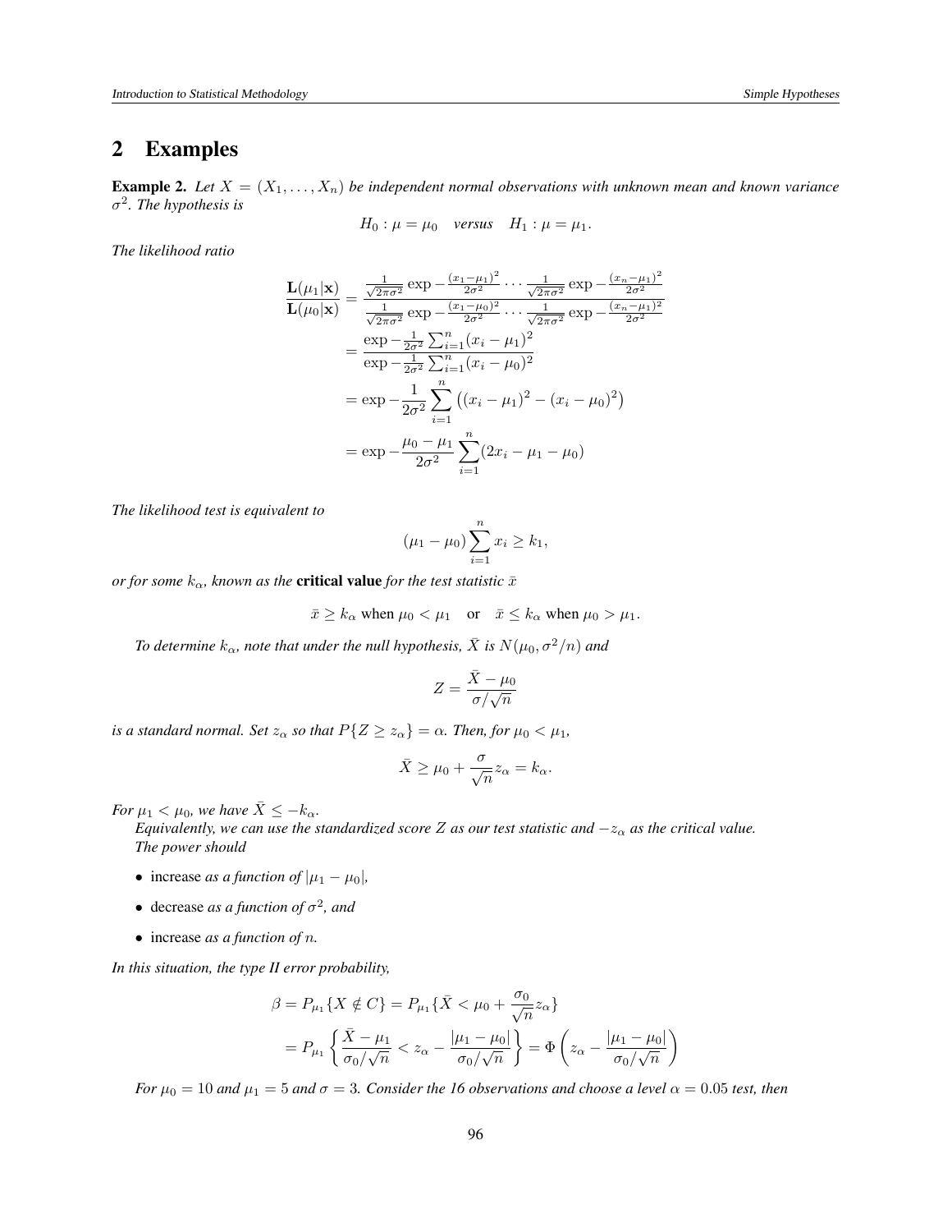## 2 Examples

**Example 2.** *Let $X = (X_1, \dots, X_n)$ be independent normal observations with unknown mean and known variance $\sigma^2$. The hypothesis is*

$$H_0 : \mu = \mu_0 \quad \textit{versus} \quad H_1 : \mu = \mu_1.$$

*The likelihood ratio*

$$\begin{aligned}
\frac{\mathbf{L}(\mu_1|\mathbf{x})}{\mathbf{L}(\mu_0|\mathbf{x})} &= \frac{\frac{1}{\sqrt{2\pi\sigma^2}} \exp -\frac{(x_1-\mu_1)^2}{2\sigma^2} \cdots \frac{1}{\sqrt{2\pi\sigma^2}} \exp -\frac{(x_n-\mu_1)^2}{2\sigma^2}}{\frac{1}{\sqrt{2\pi\sigma^2}} \exp -\frac{(x_1-\mu_0)^2}{2\sigma^2} \cdots \frac{1}{\sqrt{2\pi\sigma^2}} \exp -\frac{(x_n-\mu_1)^2}{2\sigma^2}} \\
&= \frac{\exp -\frac{1}{2\sigma^2}\sum_{i=1}^n (x_i - \mu_1)^2}{\exp -\frac{1}{2\sigma^2}\sum_{i=1}^n (x_i - \mu_0)^2} \\
&= \exp -\frac{1}{2\sigma^2} \sum_{i=1}^n \left((x_i - \mu_1)^2 - (x_i - \mu_0)^2\right) \\
&= \exp -\frac{\mu_0 - \mu_1}{2\sigma^2} \sum_{i=1}^n (2x_i - \mu_1 - \mu_0)
\end{aligned}$$

*The likelihood test is equivalent to*

$$(\mu_1 - \mu_0)\sum_{i=1}^n x_i \geq k_1,$$

*or for some $k_\alpha$, known as the* **critical value** *for the test statistic $\bar{x}$*

$$\bar{x} \geq k_\alpha \text{ when } \mu_0 < \mu_1 \quad \text{or} \quad \bar{x} \leq k_\alpha \text{ when } \mu_0 > \mu_1.$$

*To determine $k_\alpha$, note that under the null hypothesis, $\bar{X}$ is $N(\mu_0, \sigma^2/n)$ and*

$$Z = \frac{\bar{X} - \mu_0}{\sigma/\sqrt{n}}$$

*is a standard normal. Set $z_\alpha$ so that $P\{Z \geq z_\alpha\} = \alpha$. Then, for $\mu_0 < \mu_1$,*

$$\bar{X} \geq \mu_0 + \frac{\sigma}{\sqrt{n}} z_\alpha = k_\alpha.$$

*For $\mu_1 < \mu_0$, we have $\bar{X} \leq -k_\alpha$.*

*Equivalently, we can use the standardized score $Z$ as our test statistic and $-z_\alpha$ as the critical value.*

*The power should*

- increase *as a function of $|\mu_1 - \mu_0|$,*
- decrease *as a function of $\sigma^2$, and*
- increase *as a function of $n$.*

*In this situation, the type II error probability,*

$$\begin{aligned}
\beta &= P_{\mu_1}\{X \notin C\} = P_{\mu_1}\{\bar{X} < \mu_0 + \frac{\sigma_0}{\sqrt{n}} z_\alpha\} \\
&= P_{\mu_1}\left\{\frac{\bar{X} - \mu_1}{\sigma_0/\sqrt{n}} < z_\alpha - \frac{|\mu_1 - \mu_0|}{\sigma_0/\sqrt{n}}\right\} = \Phi\left(z_\alpha - \frac{|\mu_1 - \mu_0|}{\sigma_0/\sqrt{n}}\right)
\end{aligned}$$

*For $\mu_0 = 10$ and $\mu_1 = 5$ and $\sigma = 3$. Consider the 16 observations and choose a level $\alpha = 0.05$ test, then*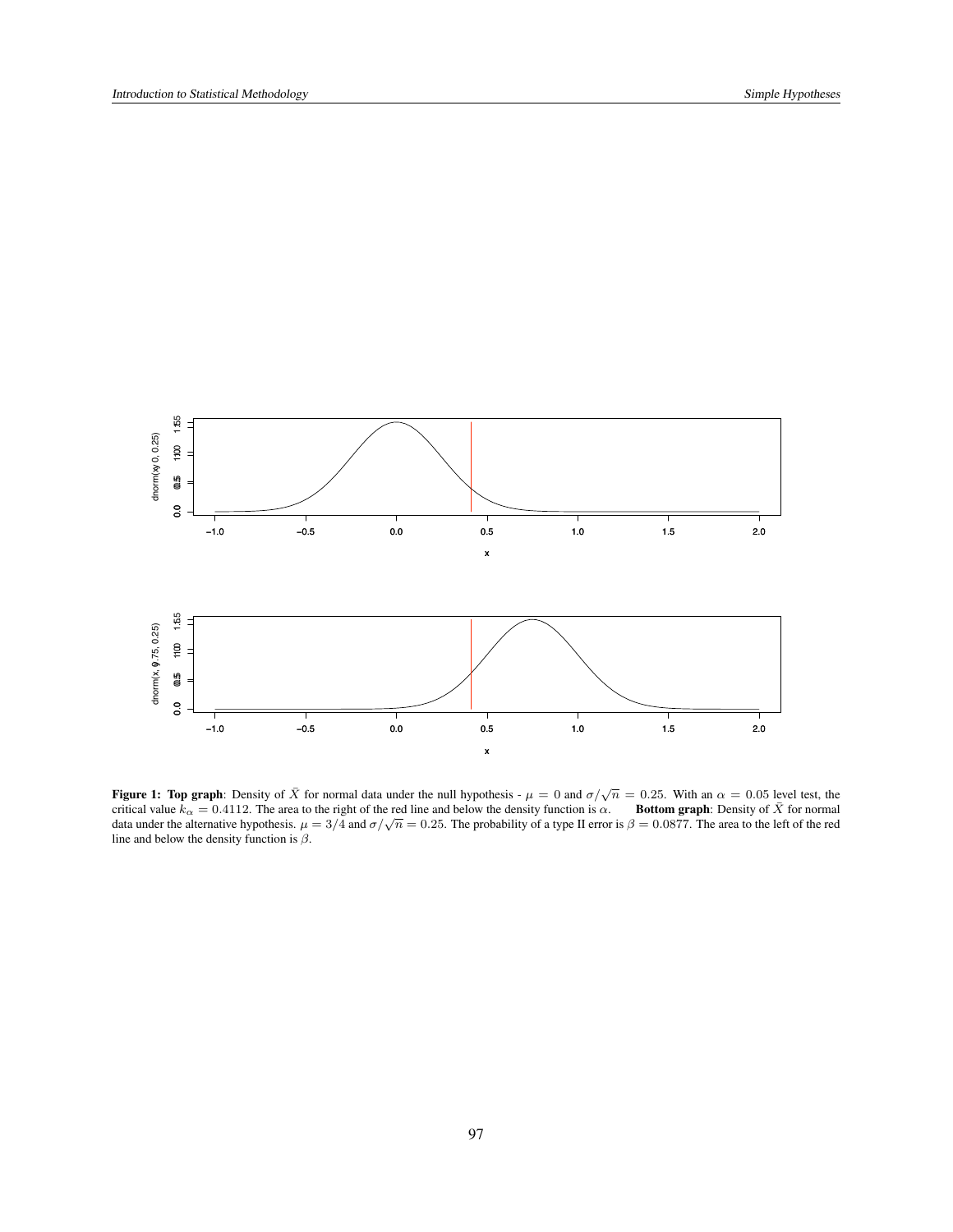**Figure 1: Top graph**: Density of $\bar{X}$ for normal data under the null hypothesis - $\mu = 0$ and $\sigma/\sqrt{n} = 0.25$. With an $\alpha = 0.05$ level test, the critical value $k_\alpha = 0.4112$. The area to the right of the red line and below the density function is $\alpha$. **Bottom graph**: Density of $\bar{X}$ for normal data under the alternative hypothesis. $\mu = 3/4$ and $\sigma/\sqrt{n} = 0.25$. The probability of a type II error is $\beta = 0.0877$. The area to the left of the red line and below the density function is $\beta$.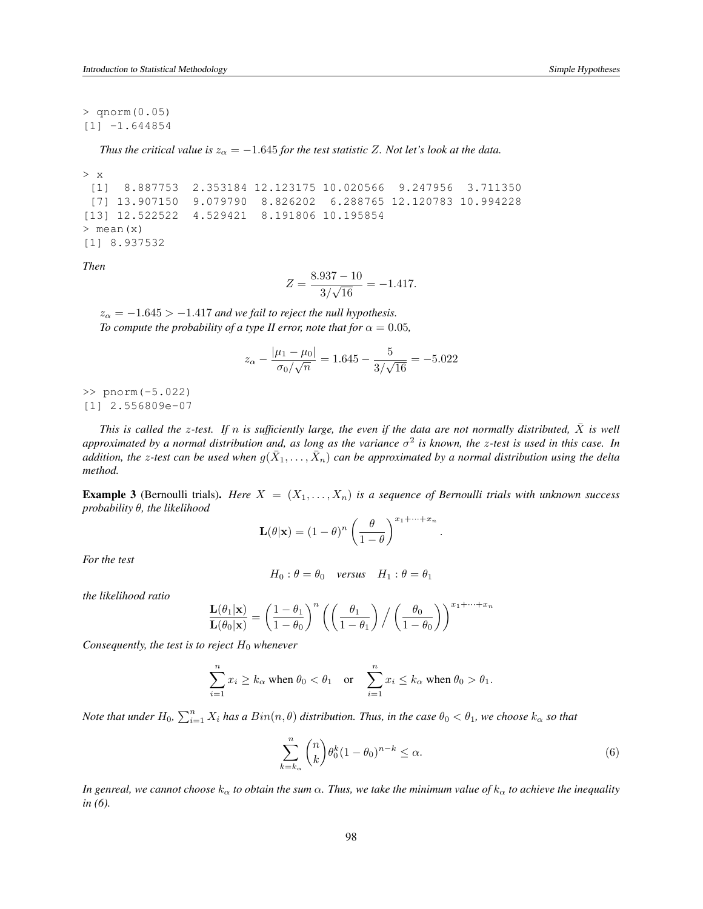```
> qnorm(0.05)
[1] -1.644854
```

*Thus the critical value is $z_\alpha = -1.645$ for the test statistic $Z$. Not let's look at the data.*

```
> x
 [1]  8.887753  2.353184 12.123175 10.020566  9.247956  3.711350
 [7] 13.907150  9.079790  8.826202  6.288765 12.120783 10.994228
[13] 12.522522  4.529421  8.191806 10.195854
> mean(x)
[1] 8.937532
```

*Then*

$$Z = \frac{8.937 - 10}{3/\sqrt{16}} = -1.417.$$

*$z_\alpha = -1.645 > -1.417$ and we fail to reject the null hypothesis.*

*To compute the probability of a type II error, note that for $\alpha = 0.05$,*

$$z_\alpha - \frac{|\mu_1 - \mu_0|}{\sigma_0/\sqrt{n}} = 1.645 - \frac{5}{3/\sqrt{16}} = -5.022$$

```
>> pnorm(-5.022)
[1] 2.556809e-07
```

*This is called the $z$-test. If $n$ is sufficiently large, the even if the data are not normally distributed, $\bar{X}$ is well approximated by a normal distribution and, as long as the variance $\sigma^2$ is known, the $z$-test is used in this case. In addition, the $z$-test can be used when $g(\bar{X}_1, \ldots, \bar{X}_n)$ can be approximated by a normal distribution using the delta method.*

**Example 3** (Bernoulli trials). *Here $X = (X_1, \ldots, X_n)$ is a sequence of Bernoulli trials with unknown success probability $\theta$, the likelihood*

$$\mathbf{L}(\theta|\mathbf{x}) = (1-\theta)^n \left(\frac{\theta}{1-\theta}\right)^{x_1 + \cdots + x_n}.$$

*For the test*

$$H_0 : \theta = \theta_0 \quad \textit{versus} \quad H_1 : \theta = \theta_1$$

*the likelihood ratio*

$$\frac{\mathbf{L}(\theta_1|\mathbf{x})}{\mathbf{L}(\theta_0|\mathbf{x})} = \left(\frac{1-\theta_1}{1-\theta_0}\right)^n \left(\left(\frac{\theta_1}{1-\theta_1}\right) \Big/ \left(\frac{\theta_0}{1-\theta_0}\right)\right)^{x_1 + \cdots + x_n}$$

*Consequently, the test is to reject $H_0$ whenever*

$$\sum_{i=1}^n x_i \geq k_\alpha \text{ when } \theta_0 < \theta_1 \quad \text{or} \quad \sum_{i=1}^n x_i \leq k_\alpha \text{ when } \theta_0 > \theta_1.$$

*Note that under $H_0$, $\sum_{i=1}^n X_i$ has a $Bin(n, \theta)$ distribution. Thus, in the case $\theta_0 < \theta_1$, we choose $k_\alpha$ so that*

$$\sum_{k=k_\alpha}^n \binom{n}{k} \theta_0^k (1-\theta_0)^{n-k} \leq \alpha. \tag{6}$$

*In genreal, we cannot choose $k_\alpha$ to obtain the sum $\alpha$. Thus, we take the minimum value of $k_\alpha$ to achieve the inequality in (6).*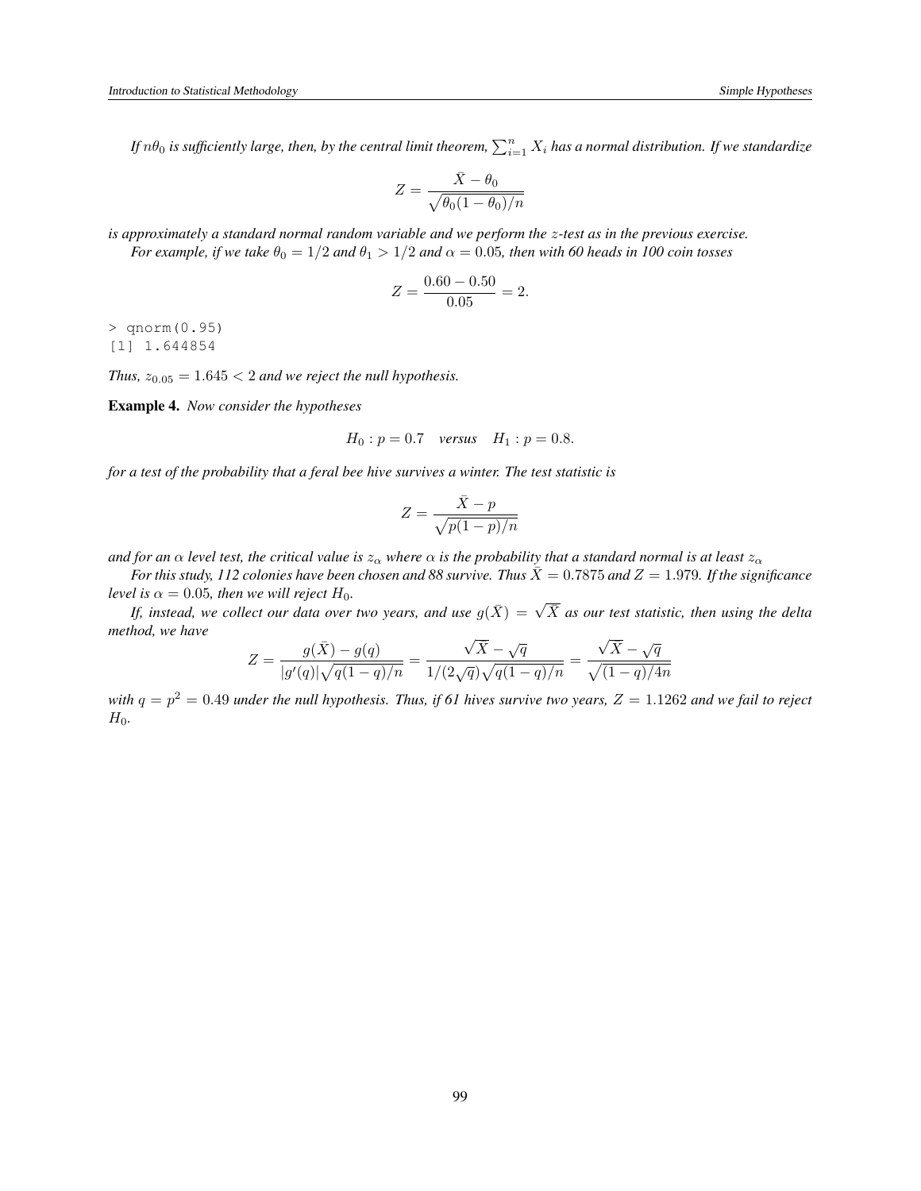*If $n\theta_0$ is sufficiently large, then, by the central limit theorem, $\sum_{i=1}^n X_i$ has a normal distribution. If we standardize*

$$Z = \frac{\bar{X} - \theta_0}{\sqrt{\theta_0(1-\theta_0)/n}}$$

*is approximately a standard normal random variable and we perform the $z$-test as in the previous exercise.*

*For example, if we take $\theta_0 = 1/2$ and $\theta_1 > 1/2$ and $\alpha = 0.05$, then with 60 heads in 100 coin tosses*

$$Z = \frac{0.60 - 0.50}{0.05} = 2.$$

```
> qnorm(0.95)
[1] 1.644854
```

*Thus, $z_{0.05} = 1.645 < 2$ and we reject the null hypothesis.*

**Example 4.** *Now consider the hypotheses*

$$H_0 : p = 0.7 \quad \textit{versus} \quad H_1 : p = 0.8.$$

*for a test of the probability that a feral bee hive survives a winter. The test statistic is*

$$Z = \frac{\bar{X} - p}{\sqrt{p(1-p)/n}}$$

*and for an $\alpha$ level test, the critical value is $z_\alpha$ where $\alpha$ is the probability that a standard normal is at least $z_\alpha$*

*For this study, 112 colonies have been chosen and 88 survive. Thus $\bar{X} = 0.7875$ and $Z = 1.979$. If the significance level is $\alpha = 0.05$, then we will reject $H_0$.*

*If, instead, we collect our data over two years, and use $g(\bar{X}) = \sqrt{\bar{X}}$ as our test statistic, then using the delta method, we have*

$$Z = \frac{g(\bar{X}) - g(q)}{|g'(q)|\sqrt{q(1-q)/n}} = \frac{\sqrt{\bar{X}} - \sqrt{q}}{1/(2\sqrt{q})\sqrt{q(1-q)/n}} = \frac{\sqrt{\bar{X}} - \sqrt{q}}{\sqrt{(1-q)/4n}}$$

*with $q = p^2 = 0.49$ under the null hypothesis. Thus, if 61 hives survive two years, $Z = 1.1262$ and we fail to reject $H_0$.*